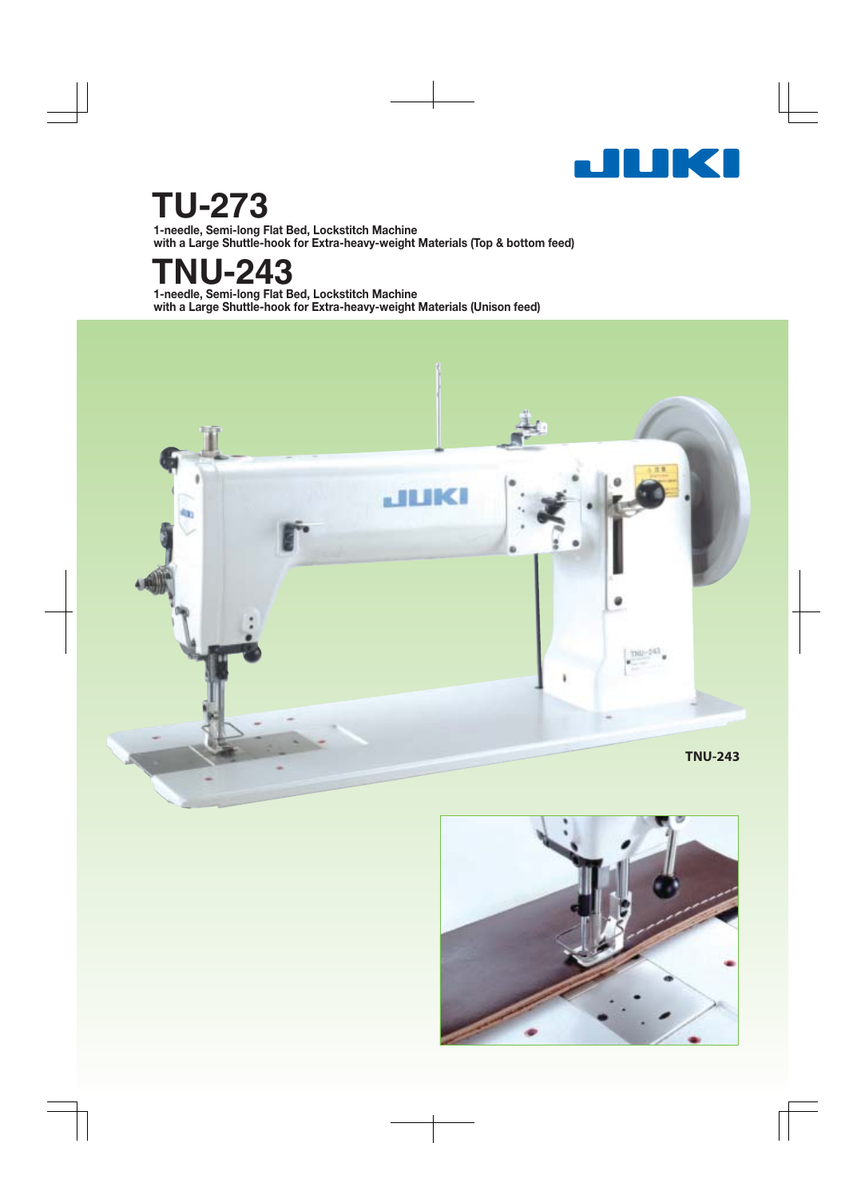JUKI

# TU-273

**1-needle, Semi-long Flat Bed, Lockstitch Machine with a Large Shuttle-hook for Extra-heavy-weight Materials (Top & bottom feed)**

# TNU-243

**1-needle, Semi-long Flat Bed, Lockstitch Machine with a Large Shuttle-hook for Extra-heavy-weight Materials (Unison feed)**

**TNU-243**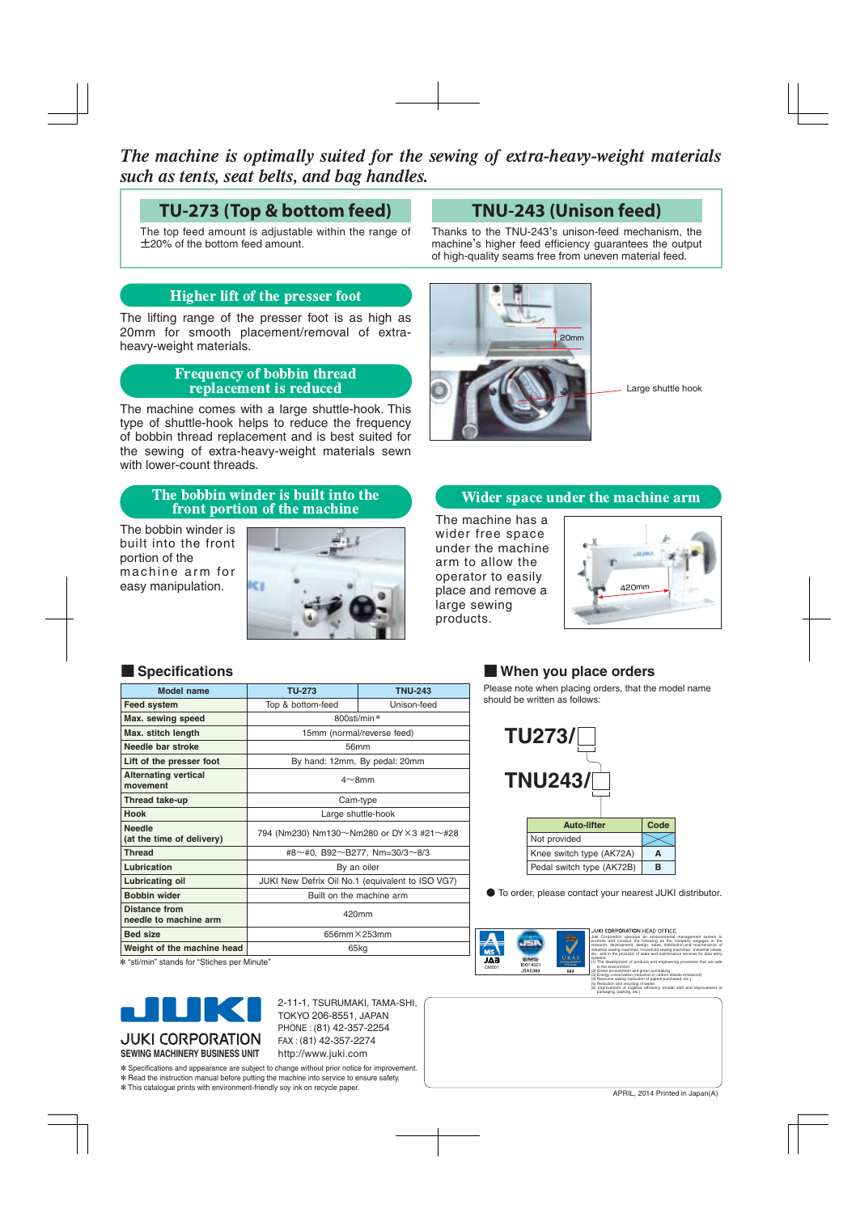*The machine is optimally suited for the sewing of extra-heavy-weight materials such as tents, seat belts, and bag handles.*

## TU-273 (Top & bottom feed)

The top feed amount is adjustable within the range of ±20% of the bottom feed amount.

## TNU-243 (Unison feed)

Thanks to the TNU-243's unison-feed mechanism, the machine's higher feed efficiency guarantees the output of high-quality seams free from uneven material feed.

### Higher lift of the presser foot

The lifting range of the presser foot is as high as 20mm for smooth placement/removal of extra-heavy-weight materials.

20mm

Large shuttle hook

### Frequency of bobbin thread replacement is reduced

The machine comes with a large shuttle-hook. This type of shuttle-hook helps to reduce the frequency of bobbin thread replacement and is best suited for the sewing of extra-heavy-weight materials sewn with lower-count threads.

### The bobbin winder is built into the front portion of the machine

The bobbin winder is built into the front portion of the machine arm for easy manipulation.

### Wider space under the machine arm

The machine has a wider free space under the machine arm to allow the operator to easily place and remove a large sewing products.

420mm

## ■ Specifications

| Model name | TU-273 | TNU-243 |
|---|---|---|
| Feed system | Top & bottom-feed | Unison-feed |
| Max. sewing speed | 800sti/min* | |
| Max. stitch length | 15mm (normal/reverse feed) | |
| Needle bar stroke | 56mm | |
| Lift of the presser foot | By hand: 12mm, By pedal: 20mm | |
| Alternating vertical movement | 4～8mm | |
| Thread take-up | Cam-type | |
| Hook | Large shuttle-hook | |
| Needle (at the time of delivery) | 794 (Nm230) Nm130～Nm280 or DY×3 #21～#28 | |
| Thread | #8～#0, B92～B277, Nm=30/3～8/3 | |
| Lubrication | By an oiler | |
| Lubricating oil | JUKI New Defrix Oil No.1 (equivalent to ISO VG7) | |
| Bobbin wider | Built on the machine arm | |
| Distance from needle to machine arm | 420mm | |
| Bed size | 656mm×253mm | |
| Weight of the machine head | 65kg | |

* "sti/min" stands for "Stiches per Minute"

## ■ When you place orders

Please note when placing orders, that the model name should be written as follows:

**TU273/□**

**TNU243/□**

| Auto-lifter | Code |
|---|---|
| Not provided | |
| Knee switch type (AK72A) | A |
| Pedal switch type (AK72B) | B |

● To order, please contact your nearest JUKI distributor.

JUKI CORPORATION
SEWING MACHINERY BUSINESS UNIT

2-11-1, TSURUMAKI, TAMA-SHI,
TOKYO 206-8551, JAPAN
PHONE : (81) 42-357-2254
FAX : (81) 42-357-2274
http://www.juki.com

* Specifications and appearance are subject to change without prior notice for improvement.
* Read the instruction manual before putting the machine into service to ensure safety.
* This catalogue prints with environment-friendly soy ink on recycle paper.

APRIL, 2014 Printed in Japan(A)